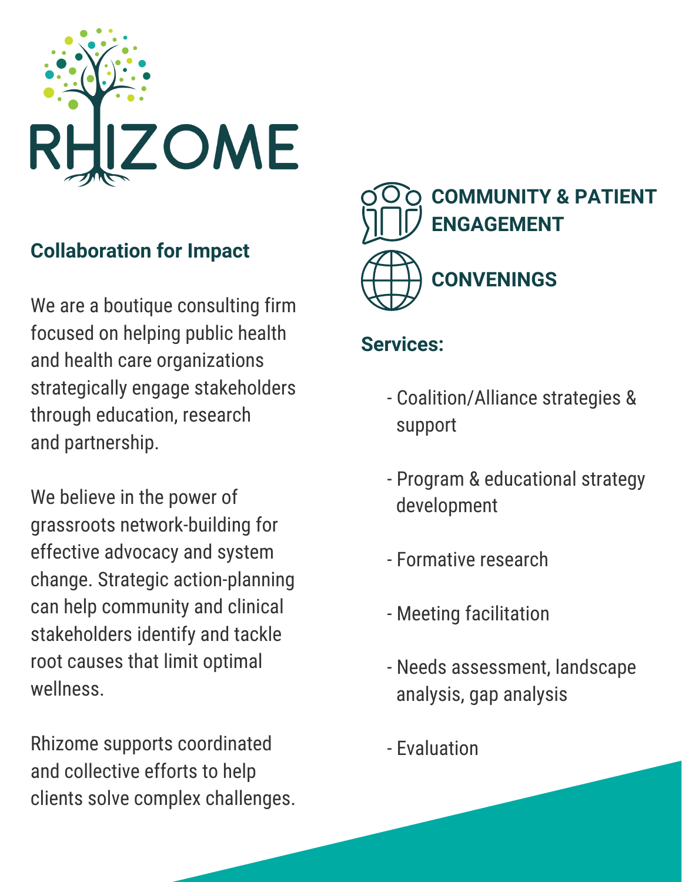# RHIZOME

## Collaboration for Impact

We are a boutique consulting firm focused on helping public health and health care organizations strategically engage stakeholders through education, research and partnership.

We believe in the power of grassroots network-building for effective advocacy and system change. Strategic action-planning can help community and clinical stakeholders identify and tackle root causes that limit optimal wellness.

Rhizome supports coordinated and collective efforts to help clients solve complex challenges.

**COMMUNITY & PATIENT ENGAGEMENT**

**CONVENINGS**

## Services:

- Coalition/Alliance strategies & support
- Program & educational strategy development
- Formative research
- Meeting facilitation
- Needs assessment, landscape analysis, gap analysis
- Evaluation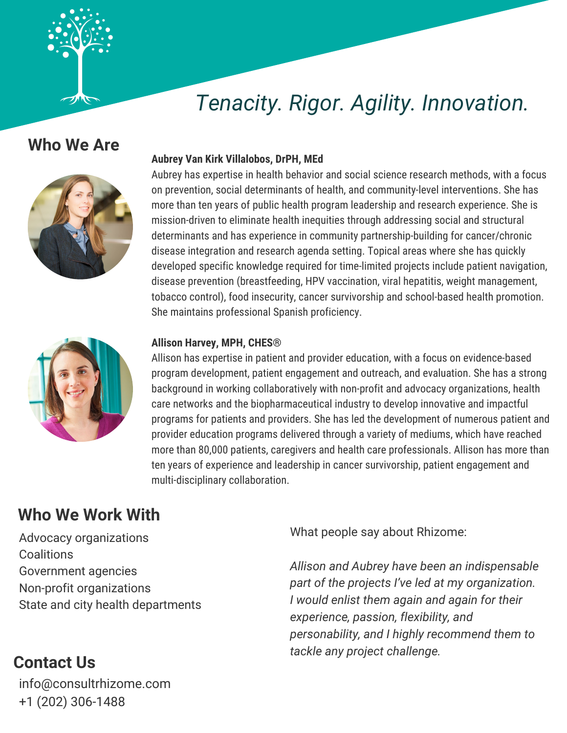*Tenacity. Rigor. Agility. Innovation.*

## Who We Are

**Aubrey Van Kirk Villalobos, DrPH, MEd**

Aubrey has expertise in health behavior and social science research methods, with a focus on prevention, social determinants of health, and community-level interventions. She has more than ten years of public health program leadership and research experience. She is mission-driven to eliminate health inequities through addressing social and structural determinants and has experience in community partnership-building for cancer/chronic disease integration and research agenda setting. Topical areas where she has quickly developed specific knowledge required for time-limited projects include patient navigation, disease prevention (breastfeeding, HPV vaccination, viral hepatitis, weight management, tobacco control), food insecurity, cancer survivorship and school-based health promotion. She maintains professional Spanish proficiency.

**Allison Harvey, MPH, CHES®**

Allison has expertise in patient and provider education, with a focus on evidence-based program development, patient engagement and outreach, and evaluation. She has a strong background in working collaboratively with non-profit and advocacy organizations, health care networks and the biopharmaceutical industry to develop innovative and impactful programs for patients and providers. She has led the development of numerous patient and provider education programs delivered through a variety of mediums, which have reached more than 80,000 patients, caregivers and health care professionals. Allison has more than ten years of experience and leadership in cancer survivorship, patient engagement and multi-disciplinary collaboration.

## Who We Work With

Advocacy organizations
Coalitions
Government agencies
Non-profit organizations
State and city health departments

What people say about Rhizome:

*Allison and Aubrey have been an indispensable part of the projects I've led at my organization. I would enlist them again and again for their experience, passion, flexibility, and personability, and I highly recommend them to tackle any project challenge.*

## Contact Us

info@consultrhizome.com
+1 (202) 306-1488